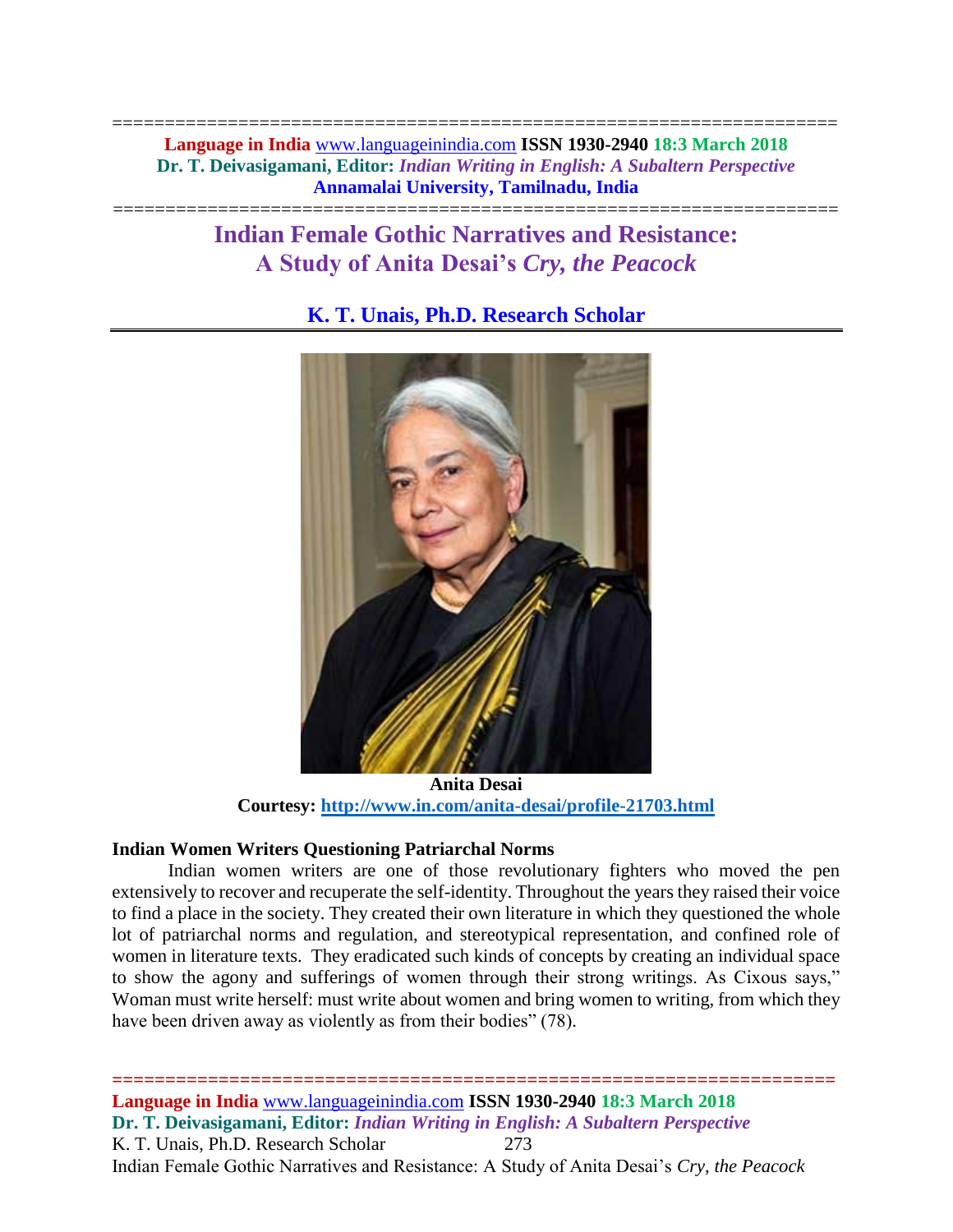# Indian Female Gothic Narratives and Resistance: A Study of Anita Desai's *Cry, the Peacock*

## K. T. Unais, Ph.D. Research Scholar

**Anita Desai**
**Courtesy: http://www.in.com/anita-desai/profile-21703.html**

### Indian Women Writers Questioning Patriarchal Norms

Indian women writers are one of those revolutionary fighters who moved the pen extensively to recover and recuperate the self-identity. Throughout the years they raised their voice to find a place in the society. They created their own literature in which they questioned the whole lot of patriarchal norms and regulation, and stereotypical representation, and confined role of women in literature texts. They eradicated such kinds of concepts by creating an individual space to show the agony and sufferings of women through their strong writings. As Cixous says," Woman must write herself: must write about women and bring women to writing, from which they have been driven away as violently as from their bodies" (78).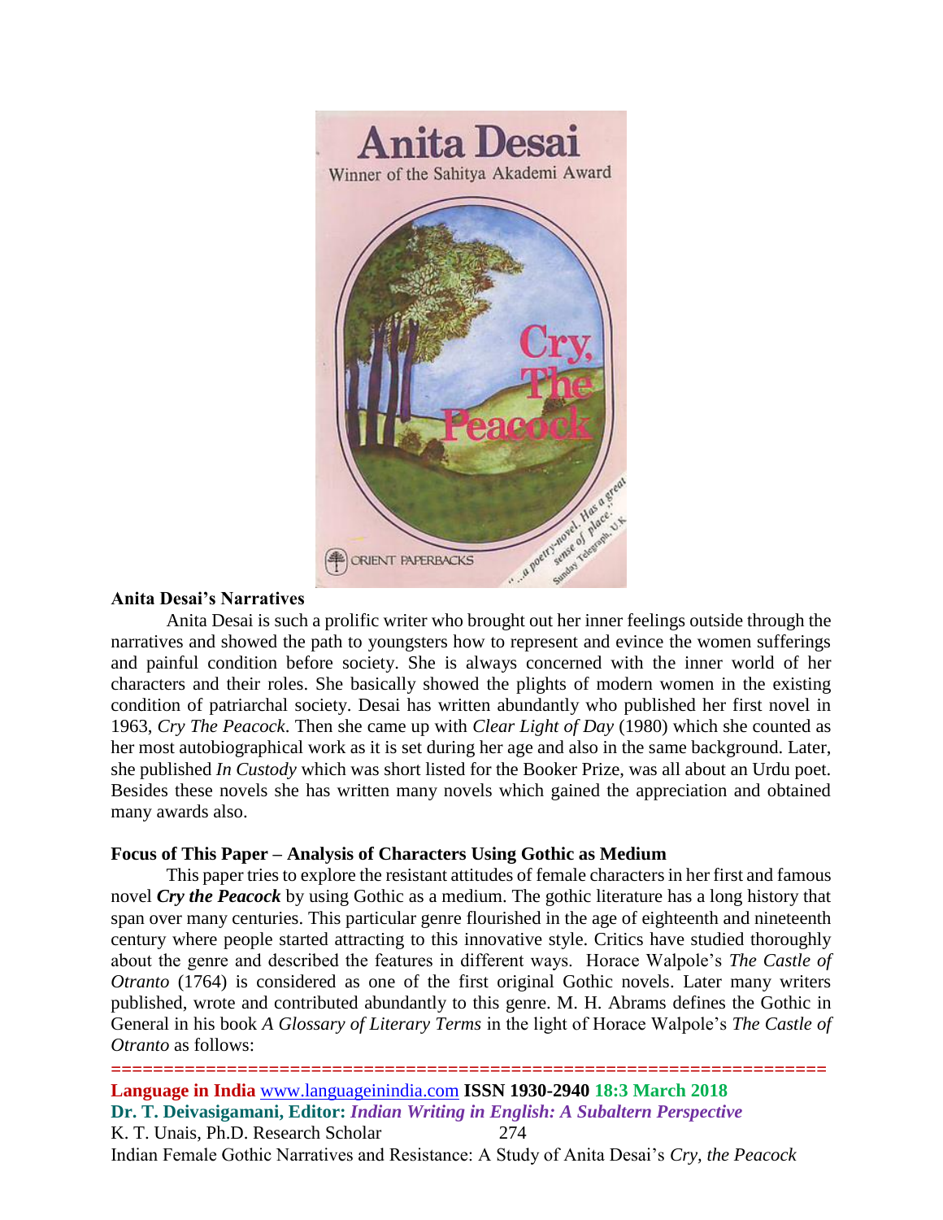## Anita Desai's Narratives

Anita Desai is such a prolific writer who brought out her inner feelings outside through the narratives and showed the path to youngsters how to represent and evince the women sufferings and painful condition before society. She is always concerned with the inner world of her characters and their roles. She basically showed the plights of modern women in the existing condition of patriarchal society. Desai has written abundantly who published her first novel in 1963, *Cry The Peacock*. Then she came up with *Clear Light of Day* (1980) which she counted as her most autobiographical work as it is set during her age and also in the same background. Later, she published *In Custody* which was short listed for the Booker Prize, was all about an Urdu poet. Besides these novels she has written many novels which gained the appreciation and obtained many awards also.

## Focus of This Paper – Analysis of Characters Using Gothic as Medium

This paper tries to explore the resistant attitudes of female characters in her first and famous novel ***Cry the Peacock*** by using Gothic as a medium. The gothic literature has a long history that span over many centuries. This particular genre flourished in the age of eighteenth and nineteenth century where people started attracting to this innovative style. Critics have studied thoroughly about the genre and described the features in different ways. Horace Walpole's *The Castle of Otranto* (1764) is considered as one of the first original Gothic novels. Later many writers published, wrote and contributed abundantly to this genre. M. H. Abrams defines the Gothic in General in his book *A Glossary of Literary Terms* in the light of Horace Walpole's *The Castle of Otranto* as follows: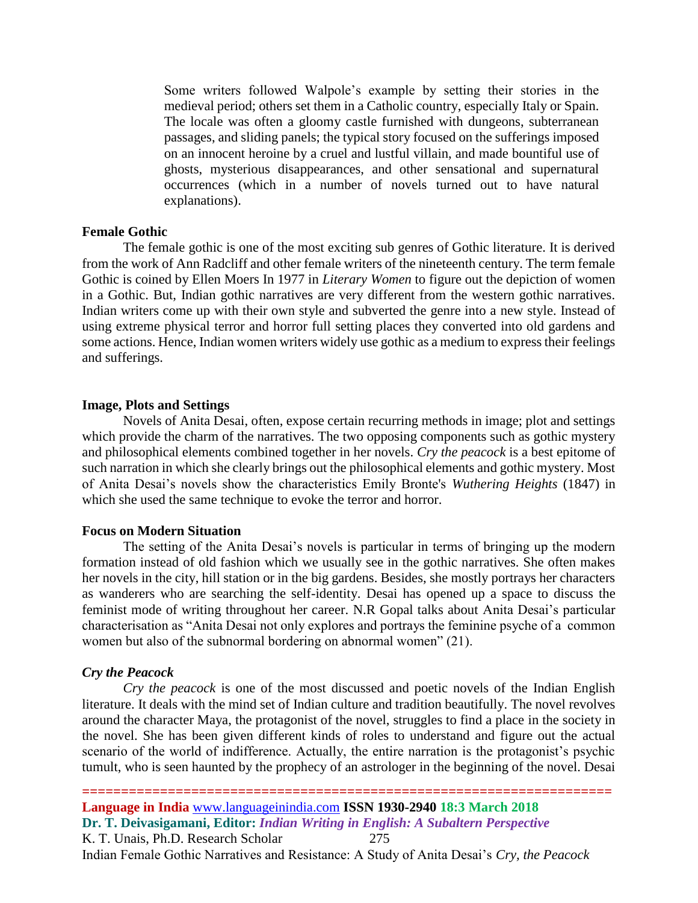> Some writers followed Walpole's example by setting their stories in the medieval period; others set them in a Catholic country, especially Italy or Spain. The locale was often a gloomy castle furnished with dungeons, subterranean passages, and sliding panels; the typical story focused on the sufferings imposed on an innocent heroine by a cruel and lustful villain, and made bountiful use of ghosts, mysterious disappearances, and other sensational and supernatural occurrences (which in a number of novels turned out to have natural explanations).

**Female Gothic**

The female gothic is one of the most exciting sub genres of Gothic literature. It is derived from the work of Ann Radcliff and other female writers of the nineteenth century. The term female Gothic is coined by Ellen Moers In 1977 in *Literary Women* to figure out the depiction of women in a Gothic. But, Indian gothic narratives are very different from the western gothic narratives. Indian writers come up with their own style and subverted the genre into a new style. Instead of using extreme physical terror and horror full setting places they converted into old gardens and some actions. Hence, Indian women writers widely use gothic as a medium to express their feelings and sufferings.

**Image, Plots and Settings**

Novels of Anita Desai, often, expose certain recurring methods in image; plot and settings which provide the charm of the narratives. The two opposing components such as gothic mystery and philosophical elements combined together in her novels. *Cry the peacock* is a best epitome of such narration in which she clearly brings out the philosophical elements and gothic mystery. Most of Anita Desai's novels show the characteristics Emily Bronte's *Wuthering Heights* (1847) in which she used the same technique to evoke the terror and horror.

**Focus on Modern Situation**

The setting of the Anita Desai's novels is particular in terms of bringing up the modern formation instead of old fashion which we usually see in the gothic narratives. She often makes her novels in the city, hill station or in the big gardens. Besides, she mostly portrays her characters as wanderers who are searching the self-identity. Desai has opened up a space to discuss the feminist mode of writing throughout her career. N.R Gopal talks about Anita Desai's particular characterisation as "Anita Desai not only explores and portrays the feminine psyche of a common women but also of the subnormal bordering on abnormal women" (21).

***Cry the Peacock***

*Cry the peacock* is one of the most discussed and poetic novels of the Indian English literature. It deals with the mind set of Indian culture and tradition beautifully. The novel revolves around the character Maya, the protagonist of the novel, struggles to find a place in the society in the novel. She has been given different kinds of roles to understand and figure out the actual scenario of the world of indifference. Actually, the entire narration is the protagonist's psychic tumult, who is seen haunted by the prophecy of an astrologer in the beginning of the novel. Desai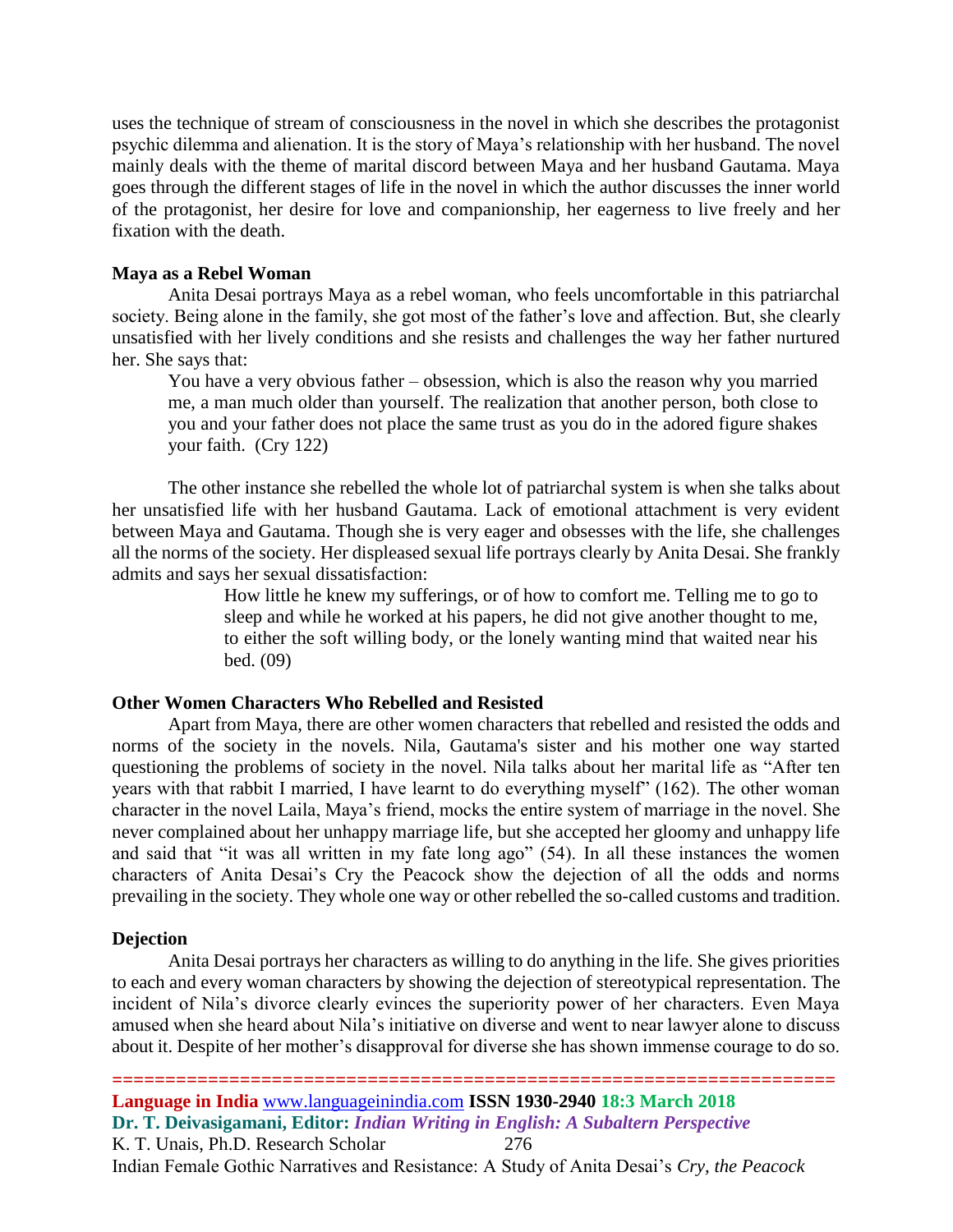uses the technique of stream of consciousness in the novel in which she describes the protagonist psychic dilemma and alienation. It is the story of Maya's relationship with her husband. The novel mainly deals with the theme of marital discord between Maya and her husband Gautama. Maya goes through the different stages of life in the novel in which the author discusses the inner world of the protagonist, her desire for love and companionship, her eagerness to live freely and her fixation with the death.

**Maya as a Rebel Woman**

Anita Desai portrays Maya as a rebel woman, who feels uncomfortable in this patriarchal society. Being alone in the family, she got most of the father's love and affection. But, she clearly unsatisfied with her lively conditions and she resists and challenges the way her father nurtured her. She says that:

> You have a very obvious father – obsession, which is also the reason why you married me, a man much older than yourself. The realization that another person, both close to you and your father does not place the same trust as you do in the adored figure shakes your faith. (Cry 122)

The other instance she rebelled the whole lot of patriarchal system is when she talks about her unsatisfied life with her husband Gautama. Lack of emotional attachment is very evident between Maya and Gautama. Though she is very eager and obsesses with the life, she challenges all the norms of the society. Her displeased sexual life portrays clearly by Anita Desai. She frankly admits and says her sexual dissatisfaction:

> How little he knew my sufferings, or of how to comfort me. Telling me to go to sleep and while he worked at his papers, he did not give another thought to me, to either the soft willing body, or the lonely wanting mind that waited near his bed. (09)

**Other Women Characters Who Rebelled and Resisted**

Apart from Maya, there are other women characters that rebelled and resisted the odds and norms of the society in the novels. Nila, Gautama's sister and his mother one way started questioning the problems of society in the novel. Nila talks about her marital life as "After ten years with that rabbit I married, I have learnt to do everything myself" (162). The other woman character in the novel Laila, Maya's friend, mocks the entire system of marriage in the novel. She never complained about her unhappy marriage life, but she accepted her gloomy and unhappy life and said that "it was all written in my fate long ago" (54). In all these instances the women characters of Anita Desai's Cry the Peacock show the dejection of all the odds and norms prevailing in the society. They whole one way or other rebelled the so-called customs and tradition.

**Dejection**

Anita Desai portrays her characters as willing to do anything in the life. She gives priorities to each and every woman characters by showing the dejection of stereotypical representation. The incident of Nila's divorce clearly evinces the superiority power of her characters. Even Maya amused when she heard about Nila's initiative on diverse and went to near lawyer alone to discuss about it. Despite of her mother's disapproval for diverse she has shown immense courage to do so.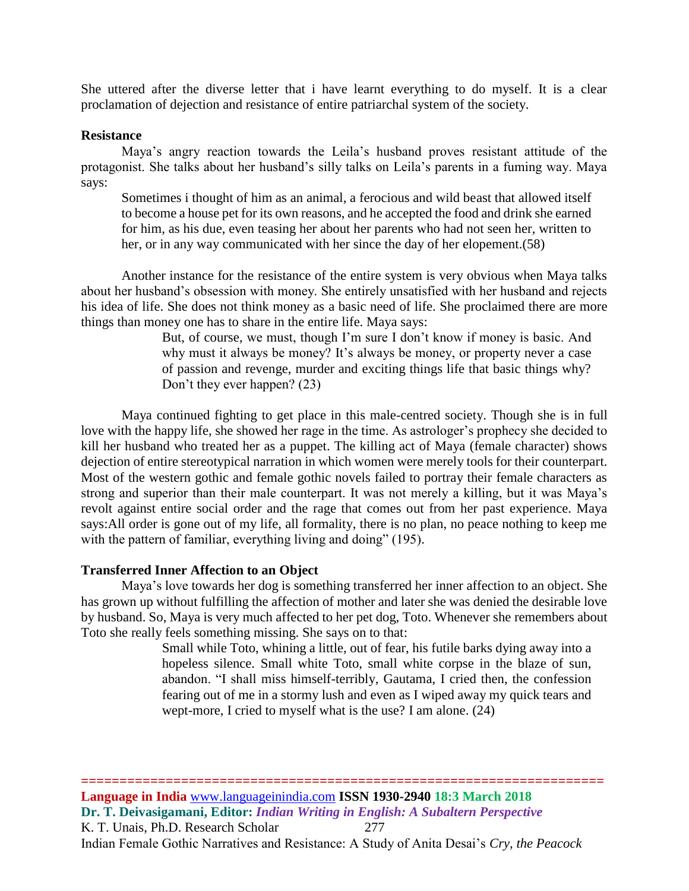She uttered after the diverse letter that i have learnt everything to do myself. It is a clear proclamation of dejection and resistance of entire patriarchal system of the society.

### Resistance

Maya's angry reaction towards the Leila's husband proves resistant attitude of the protagonist. She talks about her husband's silly talks on Leila's parents in a fuming way. Maya says:

> Sometimes i thought of him as an animal, a ferocious and wild beast that allowed itself to become a house pet for its own reasons, and he accepted the food and drink she earned for him, as his due, even teasing her about her parents who had not seen her, written to her, or in any way communicated with her since the day of her elopement.(58)

Another instance for the resistance of the entire system is very obvious when Maya talks about her husband's obsession with money. She entirely unsatisfied with her husband and rejects his idea of life. She does not think money as a basic need of life. She proclaimed there are more things than money one has to share in the entire life. Maya says:

> But, of course, we must, though I'm sure I don't know if money is basic. And why must it always be money? It's always be money, or property never a case of passion and revenge, murder and exciting things life that basic things why? Don't they ever happen? (23)

Maya continued fighting to get place in this male-centred society. Though she is in full love with the happy life, she showed her rage in the time. As astrologer's prophecy she decided to kill her husband who treated her as a puppet. The killing act of Maya (female character) shows dejection of entire stereotypical narration in which women were merely tools for their counterpart. Most of the western gothic and female gothic novels failed to portray their female characters as strong and superior than their male counterpart. It was not merely a killing, but it was Maya's revolt against entire social order and the rage that comes out from her past experience. Maya says:All order is gone out of my life, all formality, there is no plan, no peace nothing to keep me with the pattern of familiar, everything living and doing" (195).

### Transferred Inner Affection to an Object

Maya's love towards her dog is something transferred her inner affection to an object. She has grown up without fulfilling the affection of mother and later she was denied the desirable love by husband. So, Maya is very much affected to her pet dog, Toto. Whenever she remembers about Toto she really feels something missing. She says on to that:

> Small while Toto, whining a little, out of fear, his futile barks dying away into a hopeless silence. Small white Toto, small white corpse in the blaze of sun, abandon. "I shall miss himself-terribly, Gautama, I cried then, the confession fearing out of me in a stormy lush and even as I wiped away my quick tears and wept-more, I cried to myself what is the use? I am alone. (24)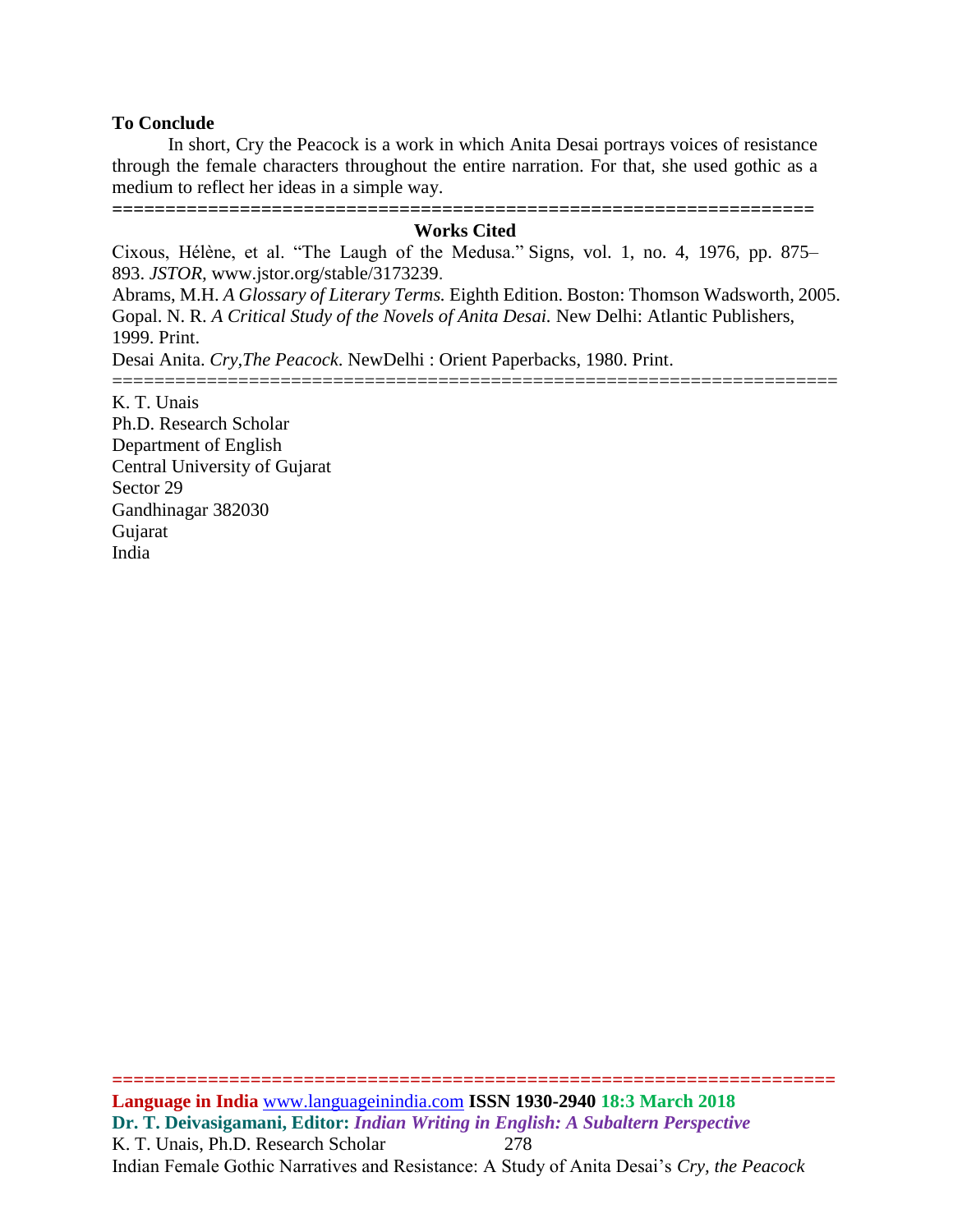**To Conclude**

In short, Cry the Peacock is a work in which Anita Desai portrays voices of resistance through the female characters throughout the entire narration. For that, she used gothic as a medium to reflect her ideas in a simple way.

=================================================================

**Works Cited**

Cixous, Hélène, et al. "The Laugh of the Medusa." Signs, vol. 1, no. 4, 1976, pp. 875–893. *JSTOR*, www.jstor.org/stable/3173239.

Abrams, M.H. *A Glossary of Literary Terms.* Eighth Edition. Boston: Thomson Wadsworth, 2005.

Gopal. N. R. *A Critical Study of the Novels of Anita Desai.* New Delhi: Atlantic Publishers, 1999. Print.

Desai Anita. *Cry,The Peacock*. NewDelhi : Orient Paperbacks, 1980. Print.

=================================================================

K. T. Unais
Ph.D. Research Scholar
Department of English
Central University of Gujarat
Sector 29
Gandhinagar 382030
Gujarat
India